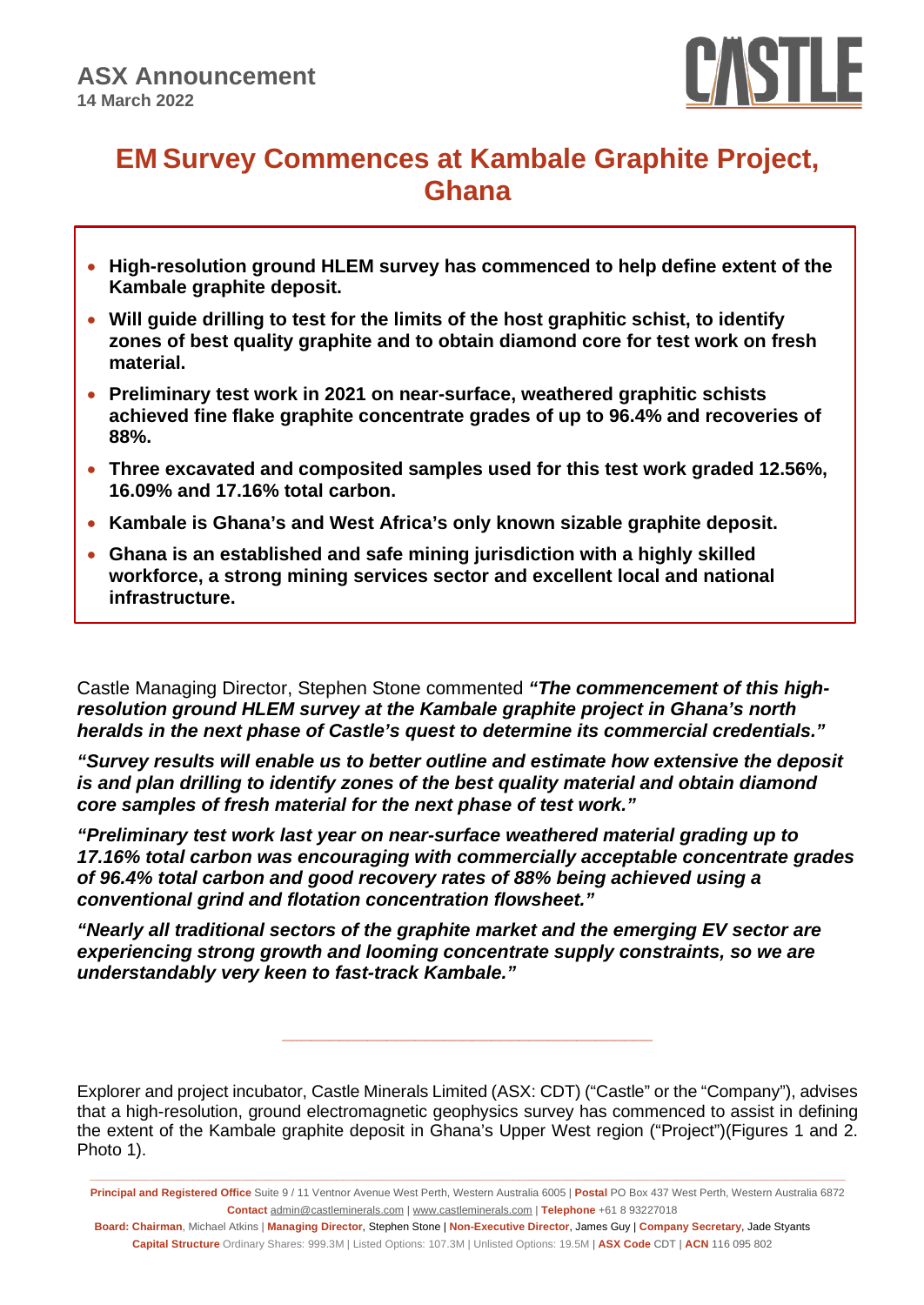**ASX Announcement**
**14 March 2022**

# EM Survey Commences at Kambale Graphite Project, Ghana

- **High-resolution ground HLEM survey has commenced to help define extent of the Kambale graphite deposit.**
- **Will guide drilling to test for the limits of the host graphitic schist, to identify zones of best quality graphite and to obtain diamond core for test work on fresh material.**
- **Preliminary test work in 2021 on near-surface, weathered graphitic schists achieved fine flake graphite concentrate grades of up to 96.4% and recoveries of 88%.**
- **Three excavated and composited samples used for this test work graded 12.56%, 16.09% and 17.16% total carbon.**
- **Kambale is Ghana's and West Africa's only known sizable graphite deposit.**
- **Ghana is an established and safe mining jurisdiction with a highly skilled workforce, a strong mining services sector and excellent local and national infrastructure.**

Castle Managing Director, Stephen Stone commented ***"The commencement of this high-resolution ground HLEM survey at the Kambale graphite project in Ghana's north heralds in the next phase of Castle's quest to determine its commercial credentials."***

***"Survey results will enable us to better outline and estimate how extensive the deposit is and plan drilling to identify zones of the best quality material and obtain diamond core samples of fresh material for the next phase of test work."***

***"Preliminary test work last year on near-surface weathered material grading up to 17.16% total carbon was encouraging with commercially acceptable concentrate grades of 96.4% total carbon and good recovery rates of 88% being achieved using a conventional grind and flotation concentration flowsheet."***

***"Nearly all traditional sectors of the graphite market and the emerging EV sector are experiencing strong growth and looming concentrate supply constraints, so we are understandably very keen to fast-track Kambale."***

---

Explorer and project incubator, Castle Minerals Limited (ASX: CDT) ("Castle" or the "Company"), advises that a high-resolution, ground electromagnetic geophysics survey has commenced to assist in defining the extent of the Kambale graphite deposit in Ghana's Upper West region ("Project")(Figures 1 and 2. Photo 1).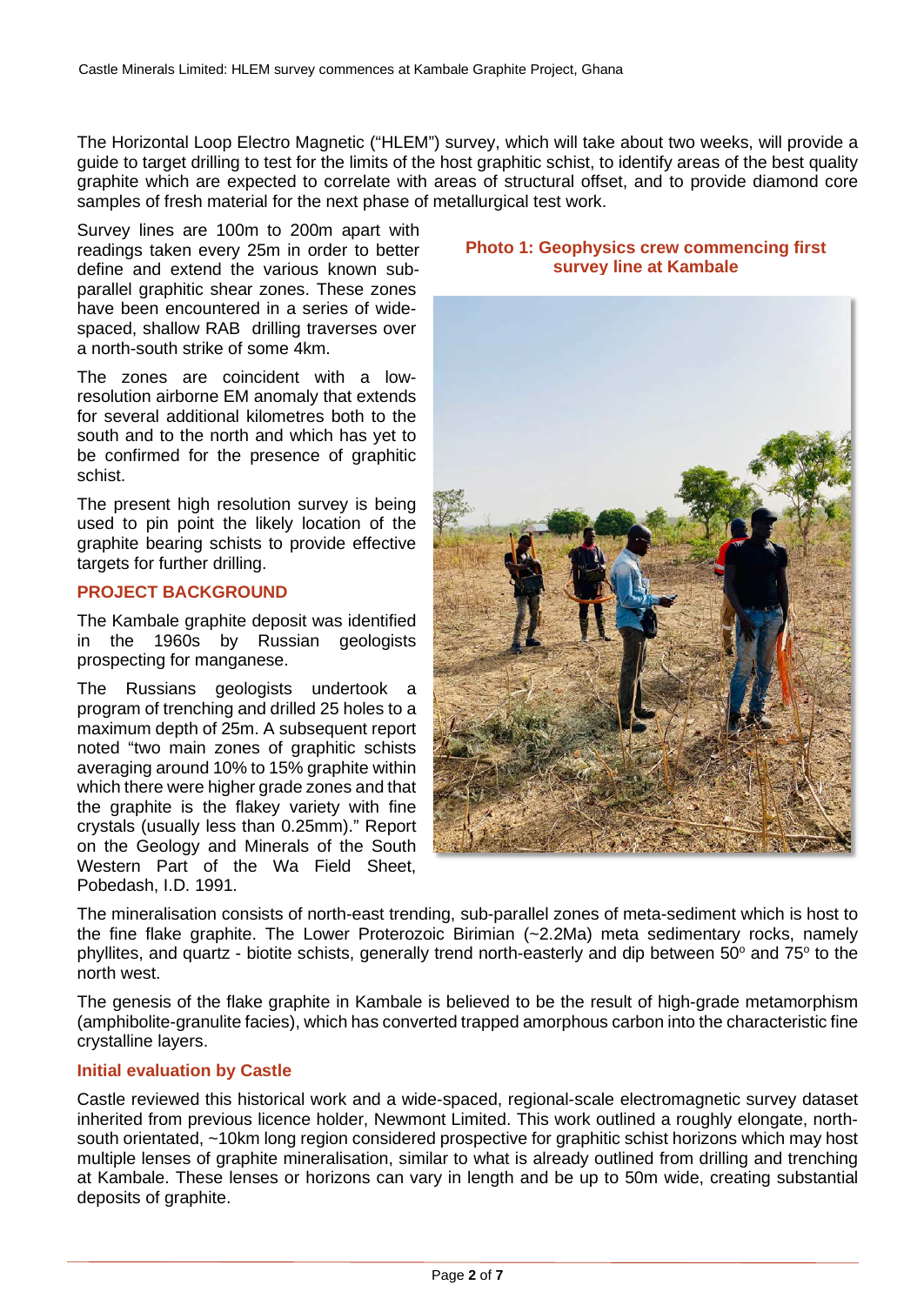The Horizontal Loop Electro Magnetic ("HLEM") survey, which will take about two weeks, will provide a guide to target drilling to test for the limits of the host graphitic schist, to identify areas of the best quality graphite which are expected to correlate with areas of structural offset, and to provide diamond core samples of fresh material for the next phase of metallurgical test work.

Survey lines are 100m to 200m apart with readings taken every 25m in order to better define and extend the various known sub-parallel graphitic shear zones. These zones have been encountered in a series of wide-spaced, shallow RAB drilling traverses over a north-south strike of some 4km.

The zones are coincident with a low-resolution airborne EM anomaly that extends for several additional kilometres both to the south and to the north and which has yet to be confirmed for the presence of graphitic schist.

The present high resolution survey is being used to pin point the likely location of the graphite bearing schists to provide effective targets for further drilling.

**Photo 1: Geophysics crew commencing first survey line at Kambale**

## PROJECT BACKGROUND

The Kambale graphite deposit was identified in the 1960s by Russian geologists prospecting for manganese.

The Russians geologists undertook a program of trenching and drilled 25 holes to a maximum depth of 25m. A subsequent report noted "two main zones of graphitic schists averaging around 10% to 15% graphite within which there were higher grade zones and that the graphite is the flakey variety with fine crystals (usually less than 0.25mm)." Report on the Geology and Minerals of the South Western Part of the Wa Field Sheet, Pobedash, I.D. 1991.

The mineralisation consists of north-east trending, sub-parallel zones of meta-sediment which is host to the fine flake graphite. The Lower Proterozoic Birimian (~2.2Ma) meta sedimentary rocks, namely phyllites, and quartz - biotite schists, generally trend north-easterly and dip between 50° and 75° to the north west.

The genesis of the flake graphite in Kambale is believed to be the result of high-grade metamorphism (amphibolite-granulite facies), which has converted trapped amorphous carbon into the characteristic fine crystalline layers.

### Initial evaluation by Castle

Castle reviewed this historical work and a wide-spaced, regional-scale electromagnetic survey dataset inherited from previous licence holder, Newmont Limited. This work outlined a roughly elongate, north-south orientated, ~10km long region considered prospective for graphitic schist horizons which may host multiple lenses of graphite mineralisation, similar to what is already outlined from drilling and trenching at Kambale. These lenses or horizons can vary in length and be up to 50m wide, creating substantial deposits of graphite.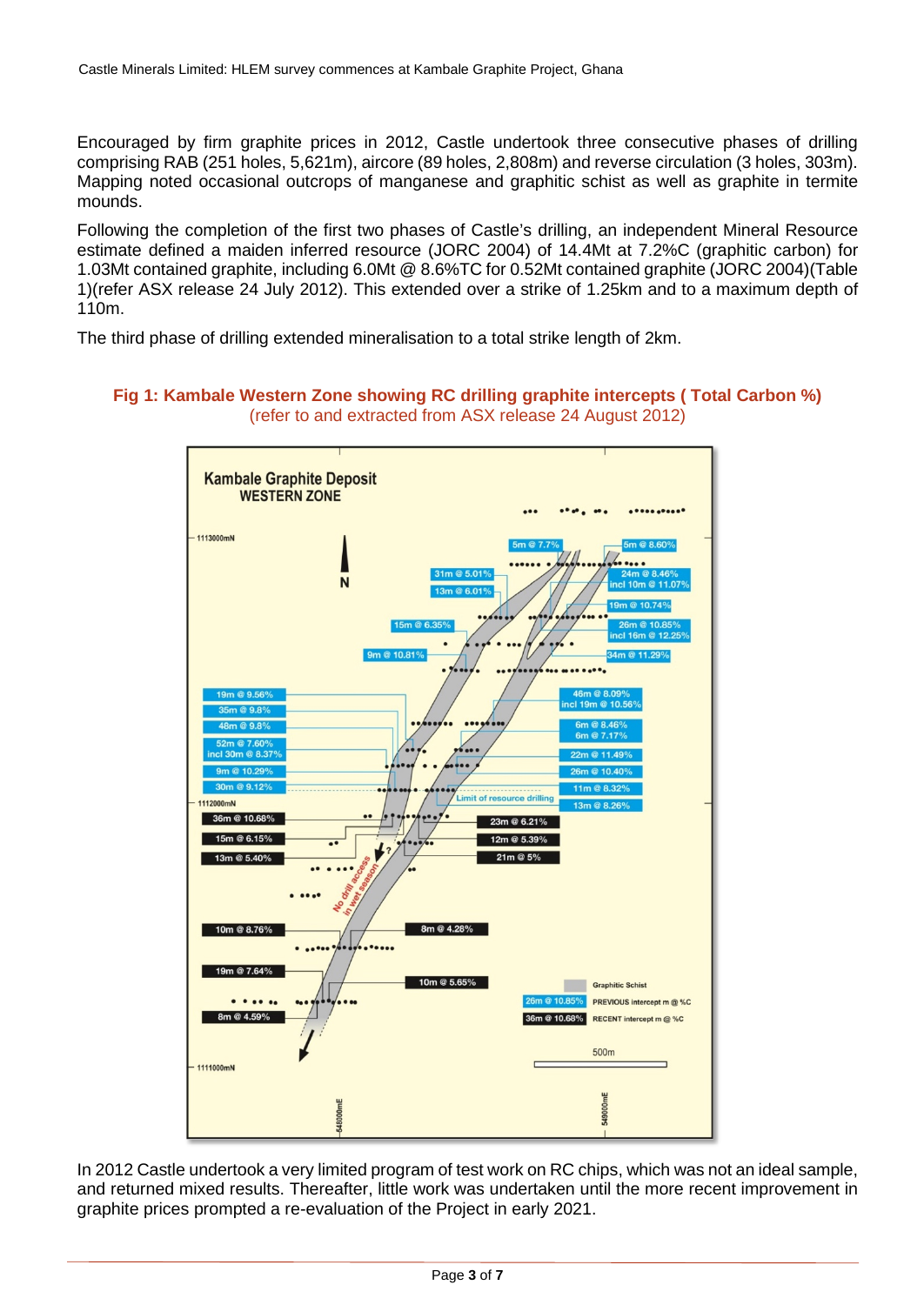Encouraged by firm graphite prices in 2012, Castle undertook three consecutive phases of drilling comprising RAB (251 holes, 5,621m), aircore (89 holes, 2,808m) and reverse circulation (3 holes, 303m). Mapping noted occasional outcrops of manganese and graphitic schist as well as graphite in termite mounds.

Following the completion of the first two phases of Castle's drilling, an independent Mineral Resource estimate defined a maiden inferred resource (JORC 2004) of 14.4Mt at 7.2%C (graphitic carbon) for 1.03Mt contained graphite, including 6.0Mt @ 8.6%TC for 0.52Mt contained graphite (JORC 2004)(Table 1)(refer ASX release 24 July 2012). This extended over a strike of 1.25km and to a maximum depth of 110m.

The third phase of drilling extended mineralisation to a total strike length of 2km.

**Fig 1: Kambale Western Zone showing RC drilling graphite intercepts ( Total Carbon %)**
(refer to and extracted from ASX release 24 August 2012)

In 2012 Castle undertook a very limited program of test work on RC chips, which was not an ideal sample, and returned mixed results. Thereafter, little work was undertaken until the more recent improvement in graphite prices prompted a re-evaluation of the Project in early 2021.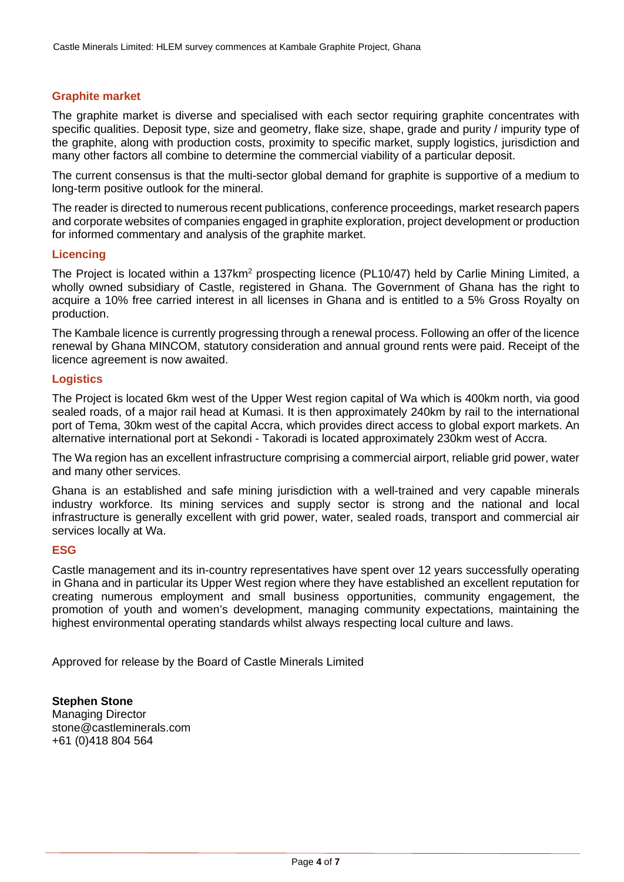## Graphite market

The graphite market is diverse and specialised with each sector requiring graphite concentrates with specific qualities. Deposit type, size and geometry, flake size, shape, grade and purity / impurity type of the graphite, along with production costs, proximity to specific market, supply logistics, jurisdiction and many other factors all combine to determine the commercial viability of a particular deposit.

The current consensus is that the multi-sector global demand for graphite is supportive of a medium to long-term positive outlook for the mineral.

The reader is directed to numerous recent publications, conference proceedings, market research papers and corporate websites of companies engaged in graphite exploration, project development or production for informed commentary and analysis of the graphite market.

## Licencing

The Project is located within a 137km$^2$ prospecting licence (PL10/47) held by Carlie Mining Limited, a wholly owned subsidiary of Castle, registered in Ghana. The Government of Ghana has the right to acquire a 10% free carried interest in all licenses in Ghana and is entitled to a 5% Gross Royalty on production.

The Kambale licence is currently progressing through a renewal process. Following an offer of the licence renewal by Ghana MINCOM, statutory consideration and annual ground rents were paid. Receipt of the licence agreement is now awaited.

## Logistics

The Project is located 6km west of the Upper West region capital of Wa which is 400km north, via good sealed roads, of a major rail head at Kumasi. It is then approximately 240km by rail to the international port of Tema, 30km west of the capital Accra, which provides direct access to global export markets. An alternative international port at Sekondi - Takoradi is located approximately 230km west of Accra.

The Wa region has an excellent infrastructure comprising a commercial airport, reliable grid power, water and many other services.

Ghana is an established and safe mining jurisdiction with a well-trained and very capable minerals industry workforce. Its mining services and supply sector is strong and the national and local infrastructure is generally excellent with grid power, water, sealed roads, transport and commercial air services locally at Wa.

## ESG

Castle management and its in-country representatives have spent over 12 years successfully operating in Ghana and in particular its Upper West region where they have established an excellent reputation for creating numerous employment and small business opportunities, community engagement, the promotion of youth and women's development, managing community expectations, maintaining the highest environmental operating standards whilst always respecting local culture and laws.

Approved for release by the Board of Castle Minerals Limited

**Stephen Stone**
Managing Director
stone@castleminerals.com
+61 (0)418 804 564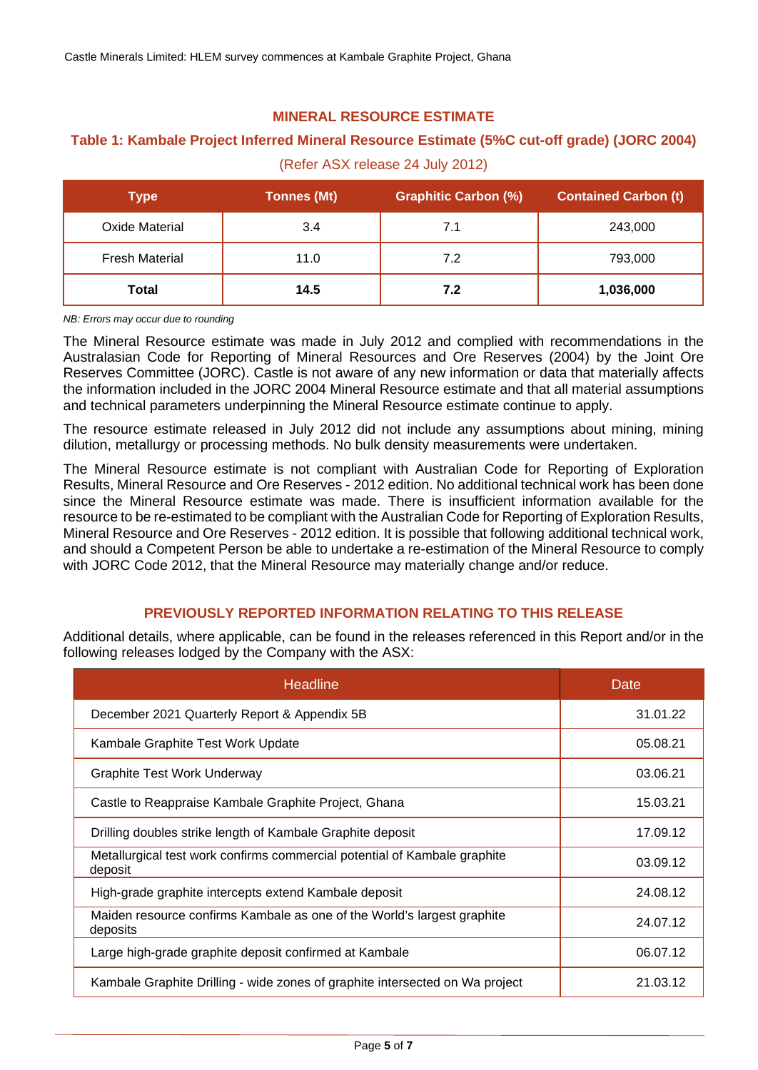## MINERAL RESOURCE ESTIMATE

### Table 1: Kambale Project Inferred Mineral Resource Estimate (5%C cut-off grade) (JORC 2004)

(Refer ASX release 24 July 2012)

| Type | Tonnes (Mt) | Graphitic Carbon (%) | Contained Carbon (t) |
|---|---|---|---|
| Oxide Material | 3.4 | 7.1 | 243,000 |
| Fresh Material | 11.0 | 7.2 | 793,000 |
| **Total** | **14.5** | **7.2** | **1,036,000** |

*NB: Errors may occur due to rounding*

The Mineral Resource estimate was made in July 2012 and complied with recommendations in the Australasian Code for Reporting of Mineral Resources and Ore Reserves (2004) by the Joint Ore Reserves Committee (JORC). Castle is not aware of any new information or data that materially affects the information included in the JORC 2004 Mineral Resource estimate and that all material assumptions and technical parameters underpinning the Mineral Resource estimate continue to apply.

The resource estimate released in July 2012 did not include any assumptions about mining, mining dilution, metallurgy or processing methods. No bulk density measurements were undertaken.

The Mineral Resource estimate is not compliant with Australian Code for Reporting of Exploration Results, Mineral Resource and Ore Reserves - 2012 edition. No additional technical work has been done since the Mineral Resource estimate was made. There is insufficient information available for the resource to be re-estimated to be compliant with the Australian Code for Reporting of Exploration Results, Mineral Resource and Ore Reserves - 2012 edition. It is possible that following additional technical work, and should a Competent Person be able to undertake a re-estimation of the Mineral Resource to comply with JORC Code 2012, that the Mineral Resource may materially change and/or reduce.

## PREVIOUSLY REPORTED INFORMATION RELATING TO THIS RELEASE

Additional details, where applicable, can be found in the releases referenced in this Report and/or in the following releases lodged by the Company with the ASX:

| Headline | Date |
|---|---|
| December 2021 Quarterly Report & Appendix 5B | 31.01.22 |
| Kambale Graphite Test Work Update | 05.08.21 |
| Graphite Test Work Underway | 03.06.21 |
| Castle to Reappraise Kambale Graphite Project, Ghana | 15.03.21 |
| Drilling doubles strike length of Kambale Graphite deposit | 17.09.12 |
| Metallurgical test work confirms commercial potential of Kambale graphite deposit | 03.09.12 |
| High-grade graphite intercepts extend Kambale deposit | 24.08.12 |
| Maiden resource confirms Kambale as one of the World's largest graphite deposits | 24.07.12 |
| Large high-grade graphite deposit confirmed at Kambale | 06.07.12 |
| Kambale Graphite Drilling - wide zones of graphite intersected on Wa project | 21.03.12 |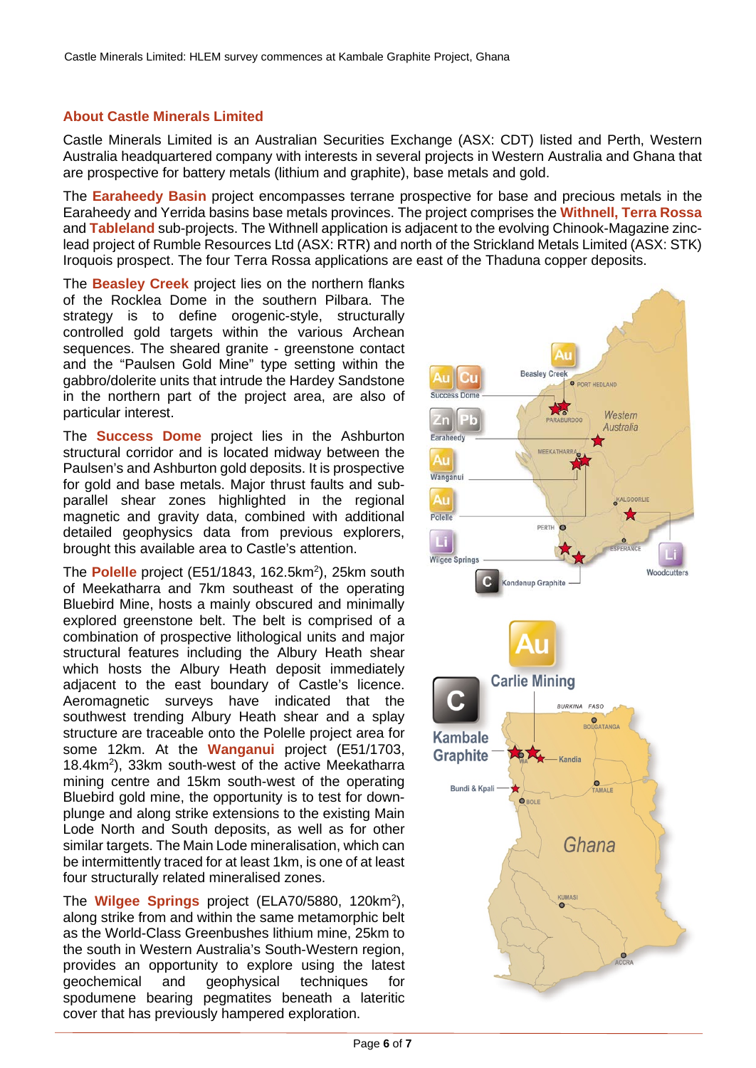## About Castle Minerals Limited

Castle Minerals Limited is an Australian Securities Exchange (ASX: CDT) listed and Perth, Western Australia headquartered company with interests in several projects in Western Australia and Ghana that are prospective for battery metals (lithium and graphite), base metals and gold.

The **Earaheedy Basin** project encompasses terrane prospective for base and precious metals in the Earaheedy and Yerrida basins base metals provinces. The project comprises the **Withnell, Terra Rossa** and **Tableland** sub-projects. The Withnell application is adjacent to the evolving Chinook-Magazine zinc-lead project of Rumble Resources Ltd (ASX: RTR) and north of the Strickland Metals Limited (ASX: STK) Iroquois prospect. The four Terra Rossa applications are east of the Thaduna copper deposits.

The **Beasley Creek** project lies on the northern flanks of the Rocklea Dome in the southern Pilbara. The strategy is to define orogenic-style, structurally controlled gold targets within the various Archean sequences. The sheared granite - greenstone contact and the "Paulsen Gold Mine" type setting within the gabbro/dolerite units that intrude the Hardey Sandstone in the northern part of the project area, are also of particular interest.

The **Success Dome** project lies in the Ashburton structural corridor and is located midway between the Paulsen's and Ashburton gold deposits. It is prospective for gold and base metals. Major thrust faults and sub-parallel shear zones highlighted in the regional magnetic and gravity data, combined with additional detailed geophysics data from previous explorers, brought this available area to Castle's attention.

The **Polelle** project (E51/1843, 162.5km$^2$), 25km south of Meekatharra and 7km southeast of the operating Bluebird Mine, hosts a mainly obscured and minimally explored greenstone belt. The belt is comprised of a combination of prospective lithological units and major structural features including the Albury Heath shear which hosts the Albury Heath deposit immediately adjacent to the east boundary of Castle's licence. Aeromagnetic surveys have indicated that the southwest trending Albury Heath shear and a splay structure are traceable onto the Polelle project area for some 12km. At the **Wanganui** project (E51/1703, 18.4km$^2$), 33km south-west of the active Meekatharra mining centre and 15km south-west of the operating Bluebird gold mine, the opportunity is to test for down-plunge and along strike extensions to the existing Main Lode North and South deposits, as well as for other similar targets. The Main Lode mineralisation, which can be intermittently traced for at least 1km, is one of at least four structurally related mineralised zones.

The **Wilgee Springs** project (ELA70/5880, 120km$^2$), along strike from and within the same metamorphic belt as the World-Class Greenbushes lithium mine, 25km to the south in Western Australia's South-Western region, provides an opportunity to explore using the latest geochemical and geophysical techniques for spodumene bearing pegmatites beneath a lateritic cover that has previously hampered exploration.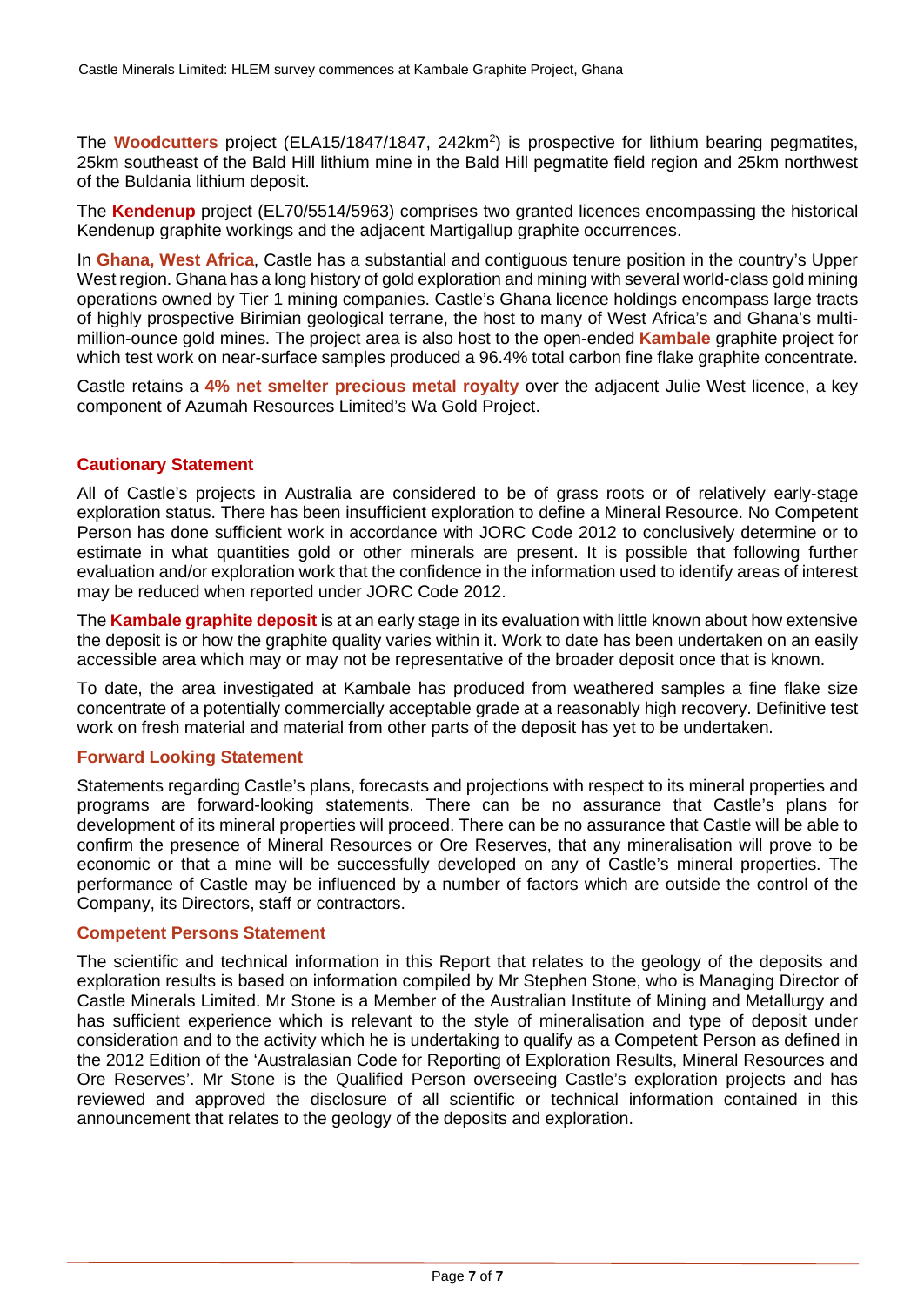The **Woodcutters** project (ELA15/1847/1847, 242km$^2$) is prospective for lithium bearing pegmatites, 25km southeast of the Bald Hill lithium mine in the Bald Hill pegmatite field region and 25km northwest of the Buldania lithium deposit.

The **Kendenup** project (EL70/5514/5963) comprises two granted licences encompassing the historical Kendenup graphite workings and the adjacent Martigallup graphite occurrences.

In **Ghana, West Africa**, Castle has a substantial and contiguous tenure position in the country's Upper West region. Ghana has a long history of gold exploration and mining with several world-class gold mining operations owned by Tier 1 mining companies. Castle's Ghana licence holdings encompass large tracts of highly prospective Birimian geological terrane, the host to many of West Africa's and Ghana's multi-million-ounce gold mines. The project area is also host to the open-ended **Kambale** graphite project for which test work on near-surface samples produced a 96.4% total carbon fine flake graphite concentrate.

Castle retains a **4% net smelter precious metal royalty** over the adjacent Julie West licence, a key component of Azumah Resources Limited's Wa Gold Project.

## Cautionary Statement

All of Castle's projects in Australia are considered to be of grass roots or of relatively early-stage exploration status. There has been insufficient exploration to define a Mineral Resource. No Competent Person has done sufficient work in accordance with JORC Code 2012 to conclusively determine or to estimate in what quantities gold or other minerals are present. It is possible that following further evaluation and/or exploration work that the confidence in the information used to identify areas of interest may be reduced when reported under JORC Code 2012.

The **Kambale graphite deposit** is at an early stage in its evaluation with little known about how extensive the deposit is or how the graphite quality varies within it. Work to date has been undertaken on an easily accessible area which may or may not be representative of the broader deposit once that is known.

To date, the area investigated at Kambale has produced from weathered samples a fine flake size concentrate of a potentially commercially acceptable grade at a reasonably high recovery. Definitive test work on fresh material and material from other parts of the deposit has yet to be undertaken.

## Forward Looking Statement

Statements regarding Castle's plans, forecasts and projections with respect to its mineral properties and programs are forward-looking statements. There can be no assurance that Castle's plans for development of its mineral properties will proceed. There can be no assurance that Castle will be able to confirm the presence of Mineral Resources or Ore Reserves, that any mineralisation will prove to be economic or that a mine will be successfully developed on any of Castle's mineral properties. The performance of Castle may be influenced by a number of factors which are outside the control of the Company, its Directors, staff or contractors.

## Competent Persons Statement

The scientific and technical information in this Report that relates to the geology of the deposits and exploration results is based on information compiled by Mr Stephen Stone, who is Managing Director of Castle Minerals Limited. Mr Stone is a Member of the Australian Institute of Mining and Metallurgy and has sufficient experience which is relevant to the style of mineralisation and type of deposit under consideration and to the activity which he is undertaking to qualify as a Competent Person as defined in the 2012 Edition of the 'Australasian Code for Reporting of Exploration Results, Mineral Resources and Ore Reserves'. Mr Stone is the Qualified Person overseeing Castle's exploration projects and has reviewed and approved the disclosure of all scientific or technical information contained in this announcement that relates to the geology of the deposits and exploration.